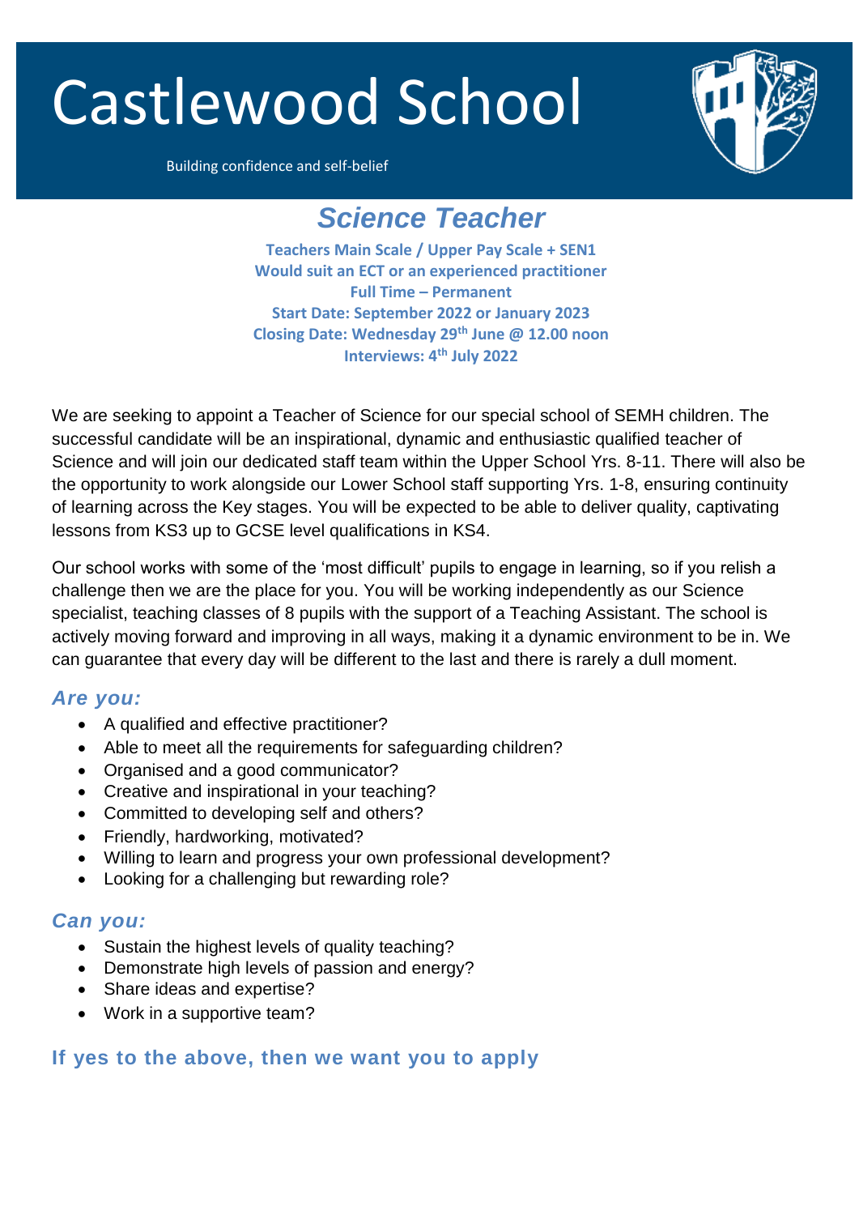# Castlewood School

Building confidence and self-belief

## *Science Teacher*

**Teachers Main Scale / Upper Pay Scale + SEN1**
**Would suit an ECT or an experienced practitioner**
**Full Time – Permanent**
**Start Date: September 2022 or January 2023**
**Closing Date: Wednesday 29th June @ 12.00 noon**
**Interviews: 4th July 2022**

We are seeking to appoint a Teacher of Science for our special school of SEMH children. The successful candidate will be an inspirational, dynamic and enthusiastic qualified teacher of Science and will join our dedicated staff team within the Upper School Yrs. 8-11. There will also be the opportunity to work alongside our Lower School staff supporting Yrs. 1-8, ensuring continuity of learning across the Key stages. You will be expected to be able to deliver quality, captivating lessons from KS3 up to GCSE level qualifications in KS4.

Our school works with some of the 'most difficult' pupils to engage in learning, so if you relish a challenge then we are the place for you. You will be working independently as our Science specialist, teaching classes of 8 pupils with the support of a Teaching Assistant. The school is actively moving forward and improving in all ways, making it a dynamic environment to be in. We can guarantee that every day will be different to the last and there is rarely a dull moment.

### *Are you:*

- A qualified and effective practitioner?
- Able to meet all the requirements for safeguarding children?
- Organised and a good communicator?
- Creative and inspirational in your teaching?
- Committed to developing self and others?
- Friendly, hardworking, motivated?
- Willing to learn and progress your own professional development?
- Looking for a challenging but rewarding role?

### *Can you:*

- Sustain the highest levels of quality teaching?
- Demonstrate high levels of passion and energy?
- Share ideas and expertise?
- Work in a supportive team?

### If yes to the above, then we want you to apply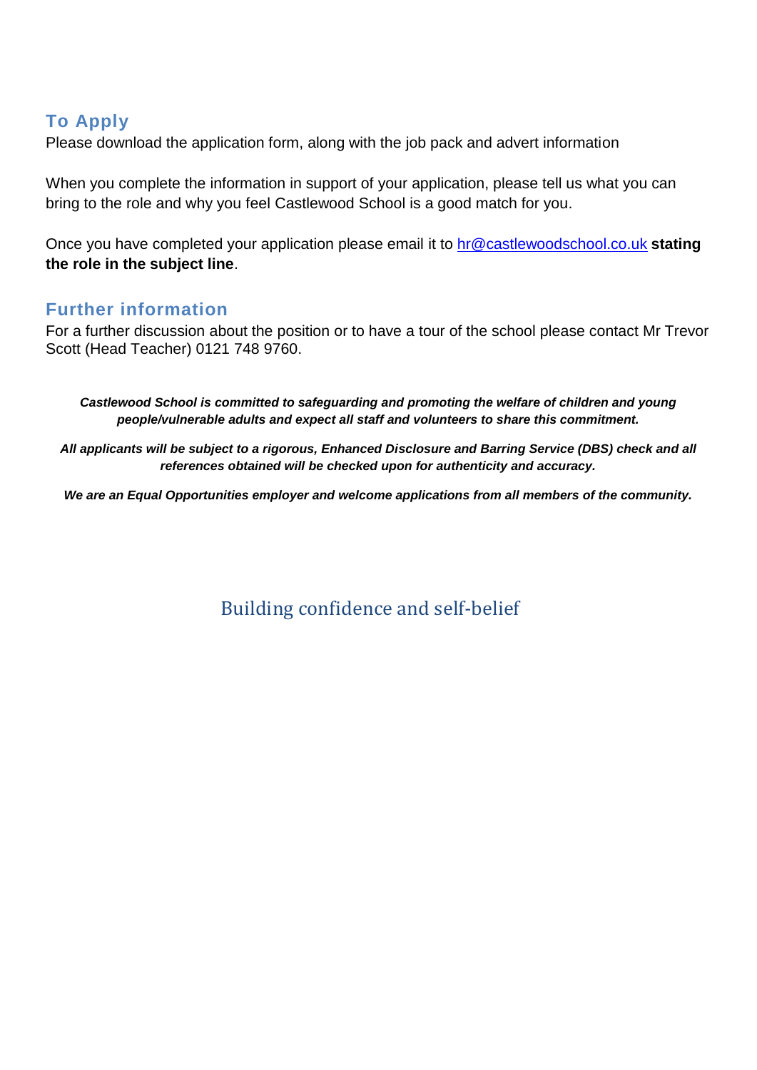## To Apply

Please download the application form, along with the job pack and advert information

When you complete the information in support of your application, please tell us what you can bring to the role and why you feel Castlewood School is a good match for you.

Once you have completed your application please email it to hr@castlewoodschool.co.uk **stating the role in the subject line**.

## Further information

For a further discussion about the position or to have a tour of the school please contact Mr Trevor Scott (Head Teacher) 0121 748 9760.

***Castlewood School is committed to safeguarding and promoting the welfare of children and young people/vulnerable adults and expect all staff and volunteers to share this commitment.***

***All applicants will be subject to a rigorous, Enhanced Disclosure and Barring Service (DBS) check and all references obtained will be checked upon for authenticity and accuracy.***

***We are an Equal Opportunities employer and welcome applications from all members of the community.***

Building confidence and self-belief